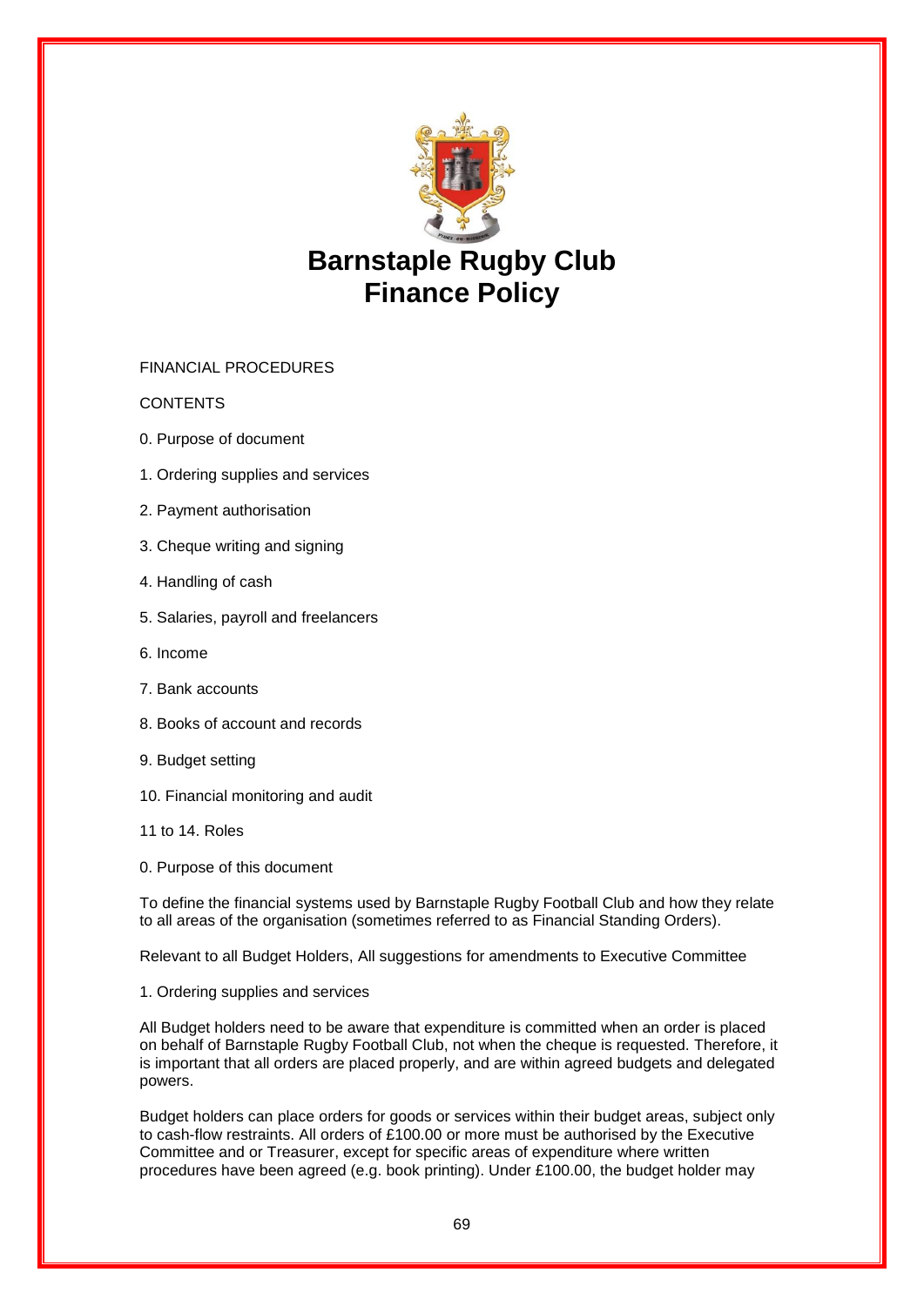# Barnstaple Rugby Club
# Finance Policy

FINANCIAL PROCEDURES

CONTENTS

0. Purpose of document

1. Ordering supplies and services

2. Payment authorisation

3. Cheque writing and signing

4. Handling of cash

5. Salaries, payroll and freelancers

6. Income

7. Bank accounts

8. Books of account and records

9. Budget setting

10. Financial monitoring and audit

11 to 14. Roles

0. Purpose of this document

To define the financial systems used by Barnstaple Rugby Football Club and how they relate to all areas of the organisation (sometimes referred to as Financial Standing Orders).

Relevant to all Budget Holders, All suggestions for amendments to Executive Committee

1. Ordering supplies and services

All Budget holders need to be aware that expenditure is committed when an order is placed on behalf of Barnstaple Rugby Football Club, not when the cheque is requested. Therefore, it is important that all orders are placed properly, and are within agreed budgets and delegated powers.

Budget holders can place orders for goods or services within their budget areas, subject only to cash-flow restraints. All orders of £100.00 or more must be authorised by the Executive Committee and or Treasurer, except for specific areas of expenditure where written procedures have been agreed (e.g. book printing). Under £100.00, the budget holder may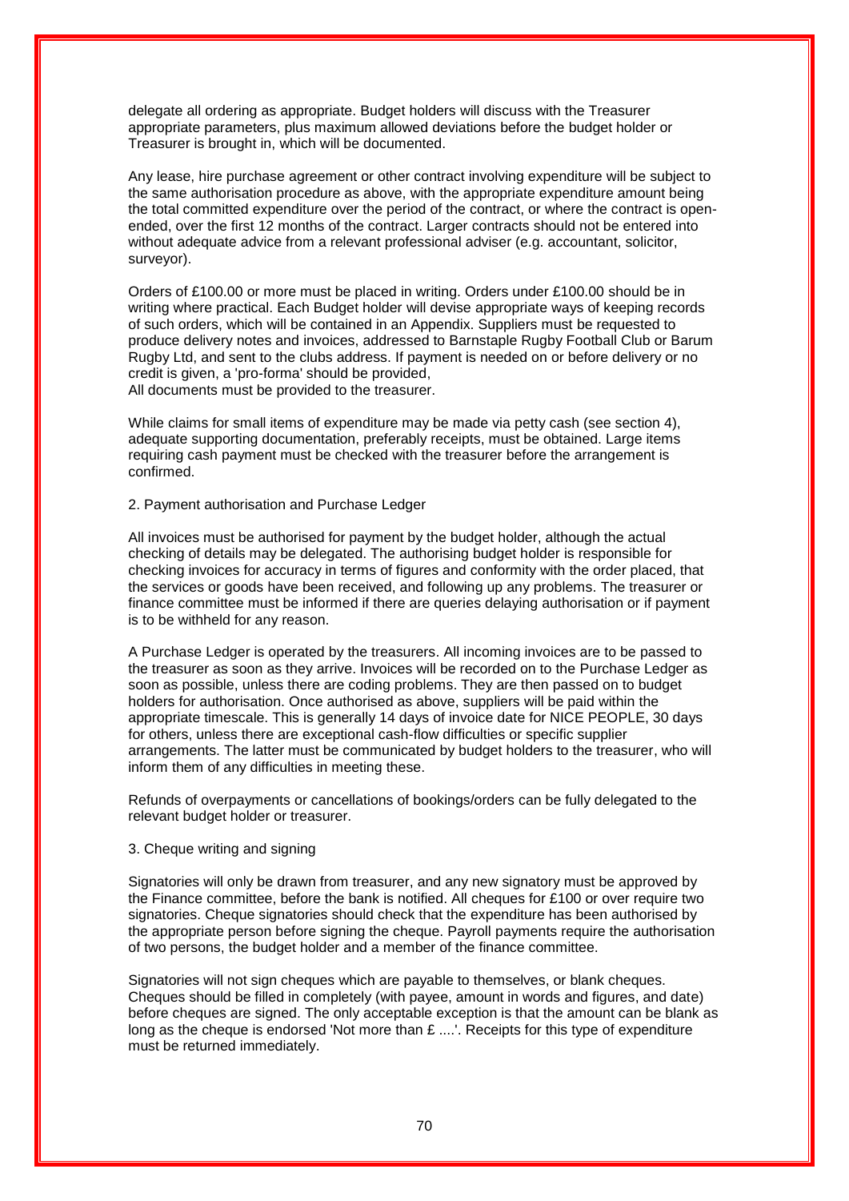delegate all ordering as appropriate. Budget holders will discuss with the Treasurer appropriate parameters, plus maximum allowed deviations before the budget holder or Treasurer is brought in, which will be documented.

Any lease, hire purchase agreement or other contract involving expenditure will be subject to the same authorisation procedure as above, with the appropriate expenditure amount being the total committed expenditure over the period of the contract, or where the contract is open-ended, over the first 12 months of the contract. Larger contracts should not be entered into without adequate advice from a relevant professional adviser (e.g. accountant, solicitor, surveyor).

Orders of £100.00 or more must be placed in writing. Orders under £100.00 should be in writing where practical. Each Budget holder will devise appropriate ways of keeping records of such orders, which will be contained in an Appendix. Suppliers must be requested to produce delivery notes and invoices, addressed to Barnstaple Rugby Football Club or Barum Rugby Ltd, and sent to the clubs address. If payment is needed on or before delivery or no credit is given, a 'pro-forma' should be provided,
All documents must be provided to the treasurer.

While claims for small items of expenditure may be made via petty cash (see section 4), adequate supporting documentation, preferably receipts, must be obtained. Large items requiring cash payment must be checked with the treasurer before the arrangement is confirmed.

2. Payment authorisation and Purchase Ledger

All invoices must be authorised for payment by the budget holder, although the actual checking of details may be delegated. The authorising budget holder is responsible for checking invoices for accuracy in terms of figures and conformity with the order placed, that the services or goods have been received, and following up any problems. The treasurer or finance committee must be informed if there are queries delaying authorisation or if payment is to be withheld for any reason.

A Purchase Ledger is operated by the treasurers. All incoming invoices are to be passed to the treasurer as soon as they arrive. Invoices will be recorded on to the Purchase Ledger as soon as possible, unless there are coding problems. They are then passed on to budget holders for authorisation. Once authorised as above, suppliers will be paid within the appropriate timescale. This is generally 14 days of invoice date for NICE PEOPLE, 30 days for others, unless there are exceptional cash-flow difficulties or specific supplier arrangements. The latter must be communicated by budget holders to the treasurer, who will inform them of any difficulties in meeting these.

Refunds of overpayments or cancellations of bookings/orders can be fully delegated to the relevant budget holder or treasurer.

3. Cheque writing and signing

Signatories will only be drawn from treasurer, and any new signatory must be approved by the Finance committee, before the bank is notified. All cheques for £100 or over require two signatories. Cheque signatories should check that the expenditure has been authorised by the appropriate person before signing the cheque. Payroll payments require the authorisation of two persons, the budget holder and a member of the finance committee.

Signatories will not sign cheques which are payable to themselves, or blank cheques. Cheques should be filled in completely (with payee, amount in words and figures, and date) before cheques are signed. The only acceptable exception is that the amount can be blank as long as the cheque is endorsed 'Not more than £ ....'. Receipts for this type of expenditure must be returned immediately.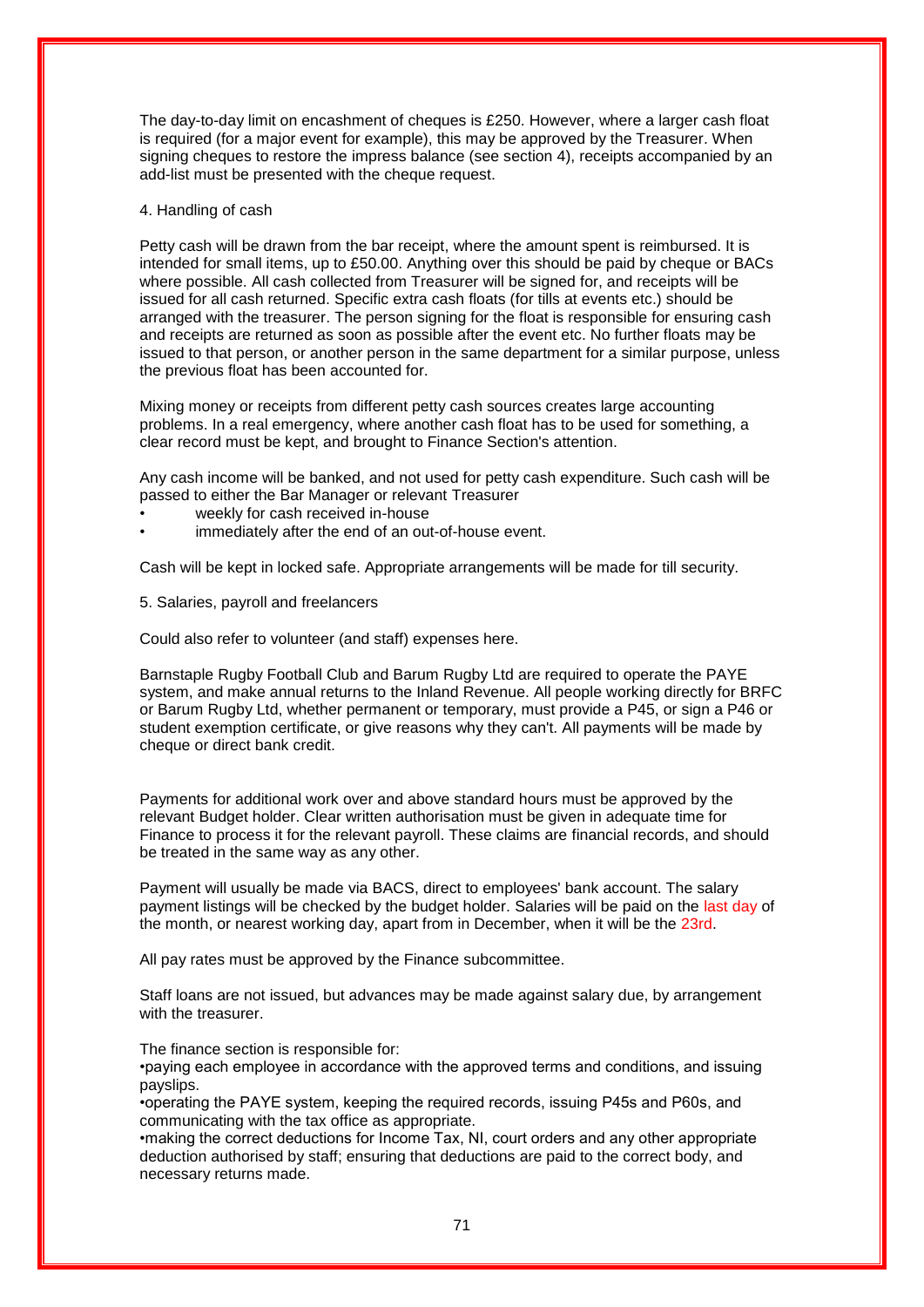The day-to-day limit on encashment of cheques is £250. However, where a larger cash float is required (for a major event for example), this may be approved by the Treasurer. When signing cheques to restore the impress balance (see section 4), receipts accompanied by an add-list must be presented with the cheque request.

4. Handling of cash

Petty cash will be drawn from the bar receipt, where the amount spent is reimbursed. It is intended for small items, up to £50.00. Anything over this should be paid by cheque or BACs where possible. All cash collected from Treasurer will be signed for, and receipts will be issued for all cash returned. Specific extra cash floats (for tills at events etc.) should be arranged with the treasurer. The person signing for the float is responsible for ensuring cash and receipts are returned as soon as possible after the event etc. No further floats may be issued to that person, or another person in the same department for a similar purpose, unless the previous float has been accounted for.

Mixing money or receipts from different petty cash sources creates large accounting problems. In a real emergency, where another cash float has to be used for something, a clear record must be kept, and brought to Finance Section's attention.

Any cash income will be banked, and not used for petty cash expenditure. Such cash will be passed to either the Bar Manager or relevant Treasurer

- weekly for cash received in-house
- immediately after the end of an out-of-house event.

Cash will be kept in locked safe. Appropriate arrangements will be made for till security.

5. Salaries, payroll and freelancers

Could also refer to volunteer (and staff) expenses here.

Barnstaple Rugby Football Club and Barum Rugby Ltd are required to operate the PAYE system, and make annual returns to the Inland Revenue. All people working directly for BRFC or Barum Rugby Ltd, whether permanent or temporary, must provide a P45, or sign a P46 or student exemption certificate, or give reasons why they can't. All payments will be made by cheque or direct bank credit.

Payments for additional work over and above standard hours must be approved by the relevant Budget holder. Clear written authorisation must be given in adequate time for Finance to process it for the relevant payroll. These claims are financial records, and should be treated in the same way as any other.

Payment will usually be made via BACS, direct to employees' bank account. The salary payment listings will be checked by the budget holder. Salaries will be paid on the last day of the month, or nearest working day, apart from in December, when it will be the 23rd.

All pay rates must be approved by the Finance subcommittee.

Staff loans are not issued, but advances may be made against salary due, by arrangement with the treasurer.

The finance section is responsible for:

- paying each employee in accordance with the approved terms and conditions, and issuing payslips.
- operating the PAYE system, keeping the required records, issuing P45s and P60s, and communicating with the tax office as appropriate.
- making the correct deductions for Income Tax, NI, court orders and any other appropriate deduction authorised by staff; ensuring that deductions are paid to the correct body, and necessary returns made.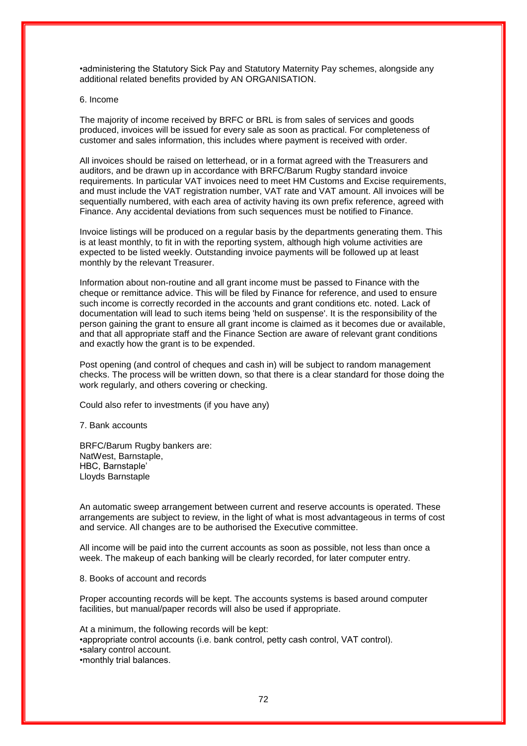•administering the Statutory Sick Pay and Statutory Maternity Pay schemes, alongside any additional related benefits provided by AN ORGANISATION.

6. Income

The majority of income received by BRFC or BRL is from sales of services and goods produced, invoices will be issued for every sale as soon as practical. For completeness of customer and sales information, this includes where payment is received with order.

All invoices should be raised on letterhead, or in a format agreed with the Treasurers and auditors, and be drawn up in accordance with BRFC/Barum Rugby standard invoice requirements. In particular VAT invoices need to meet HM Customs and Excise requirements, and must include the VAT registration number, VAT rate and VAT amount. All invoices will be sequentially numbered, with each area of activity having its own prefix reference, agreed with Finance. Any accidental deviations from such sequences must be notified to Finance.

Invoice listings will be produced on a regular basis by the departments generating them. This is at least monthly, to fit in with the reporting system, although high volume activities are expected to be listed weekly. Outstanding invoice payments will be followed up at least monthly by the relevant Treasurer.

Information about non-routine and all grant income must be passed to Finance with the cheque or remittance advice. This will be filed by Finance for reference, and used to ensure such income is correctly recorded in the accounts and grant conditions etc. noted. Lack of documentation will lead to such items being 'held on suspense'. It is the responsibility of the person gaining the grant to ensure all grant income is claimed as it becomes due or available, and that all appropriate staff and the Finance Section are aware of relevant grant conditions and exactly how the grant is to be expended.

Post opening (and control of cheques and cash in) will be subject to random management checks. The process will be written down, so that there is a clear standard for those doing the work regularly, and others covering or checking.

Could also refer to investments (if you have any)

7. Bank accounts

BRFC/Barum Rugby bankers are:
NatWest, Barnstaple,
HBC, Barnstaple'
Lloyds Barnstaple

An automatic sweep arrangement between current and reserve accounts is operated. These arrangements are subject to review, in the light of what is most advantageous in terms of cost and service. All changes are to be authorised the Executive committee.

All income will be paid into the current accounts as soon as possible, not less than once a week. The makeup of each banking will be clearly recorded, for later computer entry.

8. Books of account and records

Proper accounting records will be kept. The accounts systems is based around computer facilities, but manual/paper records will also be used if appropriate.

At a minimum, the following records will be kept:
•appropriate control accounts (i.e. bank control, petty cash control, VAT control).
•salary control account.
•monthly trial balances.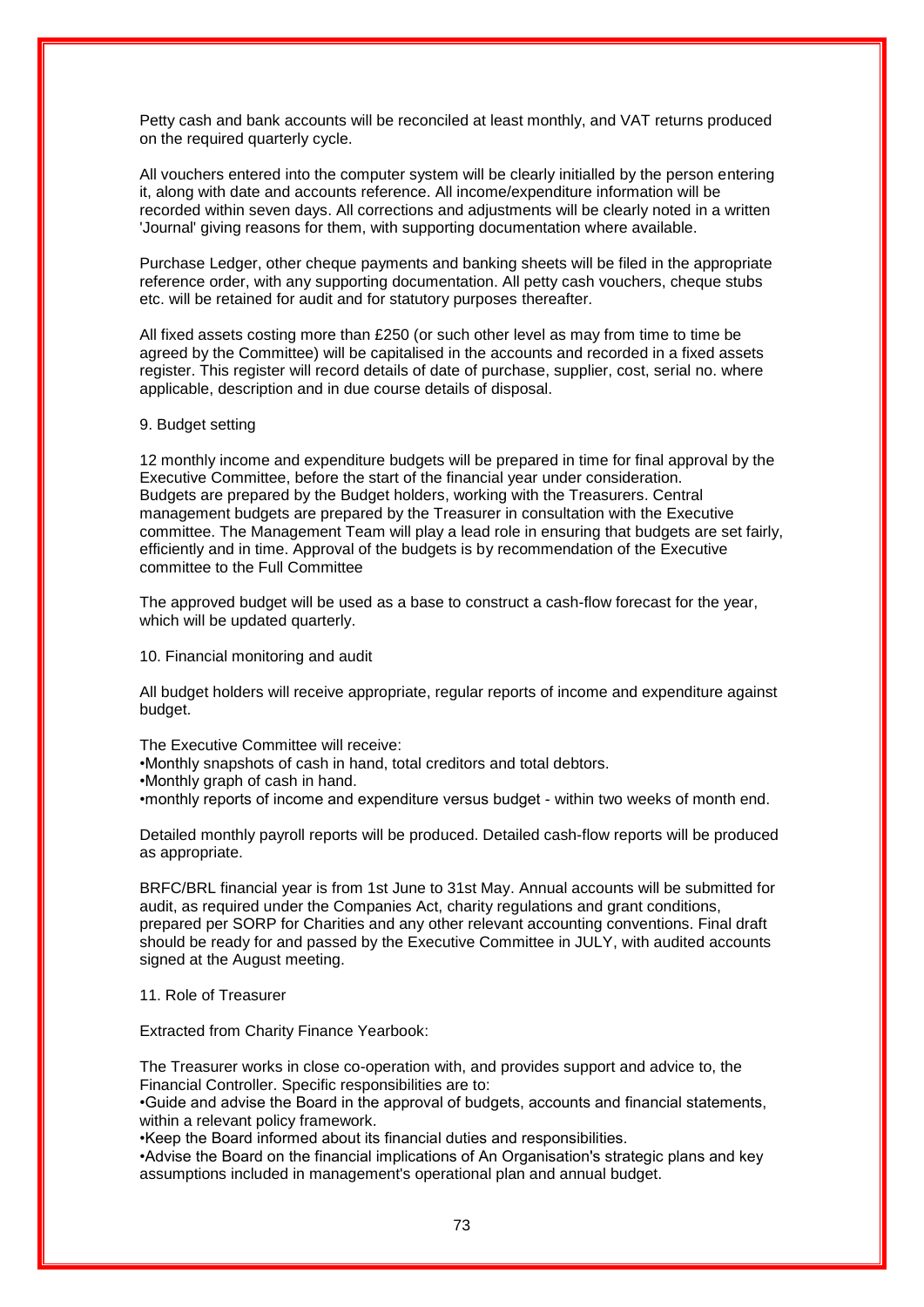Petty cash and bank accounts will be reconciled at least monthly, and VAT returns produced on the required quarterly cycle.

All vouchers entered into the computer system will be clearly initialled by the person entering it, along with date and accounts reference. All income/expenditure information will be recorded within seven days. All corrections and adjustments will be clearly noted in a written 'Journal' giving reasons for them, with supporting documentation where available.

Purchase Ledger, other cheque payments and banking sheets will be filed in the appropriate reference order, with any supporting documentation. All petty cash vouchers, cheque stubs etc. will be retained for audit and for statutory purposes thereafter.

All fixed assets costing more than £250 (or such other level as may from time to time be agreed by the Committee) will be capitalised in the accounts and recorded in a fixed assets register. This register will record details of date of purchase, supplier, cost, serial no. where applicable, description and in due course details of disposal.

9. Budget setting

12 monthly income and expenditure budgets will be prepared in time for final approval by the Executive Committee, before the start of the financial year under consideration. Budgets are prepared by the Budget holders, working with the Treasurers. Central management budgets are prepared by the Treasurer in consultation with the Executive committee. The Management Team will play a lead role in ensuring that budgets are set fairly, efficiently and in time. Approval of the budgets is by recommendation of the Executive committee to the Full Committee

The approved budget will be used as a base to construct a cash-flow forecast for the year, which will be updated quarterly.

10. Financial monitoring and audit

All budget holders will receive appropriate, regular reports of income and expenditure against budget.

The Executive Committee will receive:
•Monthly snapshots of cash in hand, total creditors and total debtors.
•Monthly graph of cash in hand.
•monthly reports of income and expenditure versus budget - within two weeks of month end.

Detailed monthly payroll reports will be produced. Detailed cash-flow reports will be produced as appropriate.

BRFC/BRL financial year is from 1st June to 31st May. Annual accounts will be submitted for audit, as required under the Companies Act, charity regulations and grant conditions, prepared per SORP for Charities and any other relevant accounting conventions. Final draft should be ready for and passed by the Executive Committee in JULY, with audited accounts signed at the August meeting.

11. Role of Treasurer

Extracted from Charity Finance Yearbook:

The Treasurer works in close co-operation with, and provides support and advice to, the Financial Controller. Specific responsibilities are to:
•Guide and advise the Board in the approval of budgets, accounts and financial statements, within a relevant policy framework.
•Keep the Board informed about its financial duties and responsibilities.
•Advise the Board on the financial implications of An Organisation's strategic plans and key assumptions included in management's operational plan and annual budget.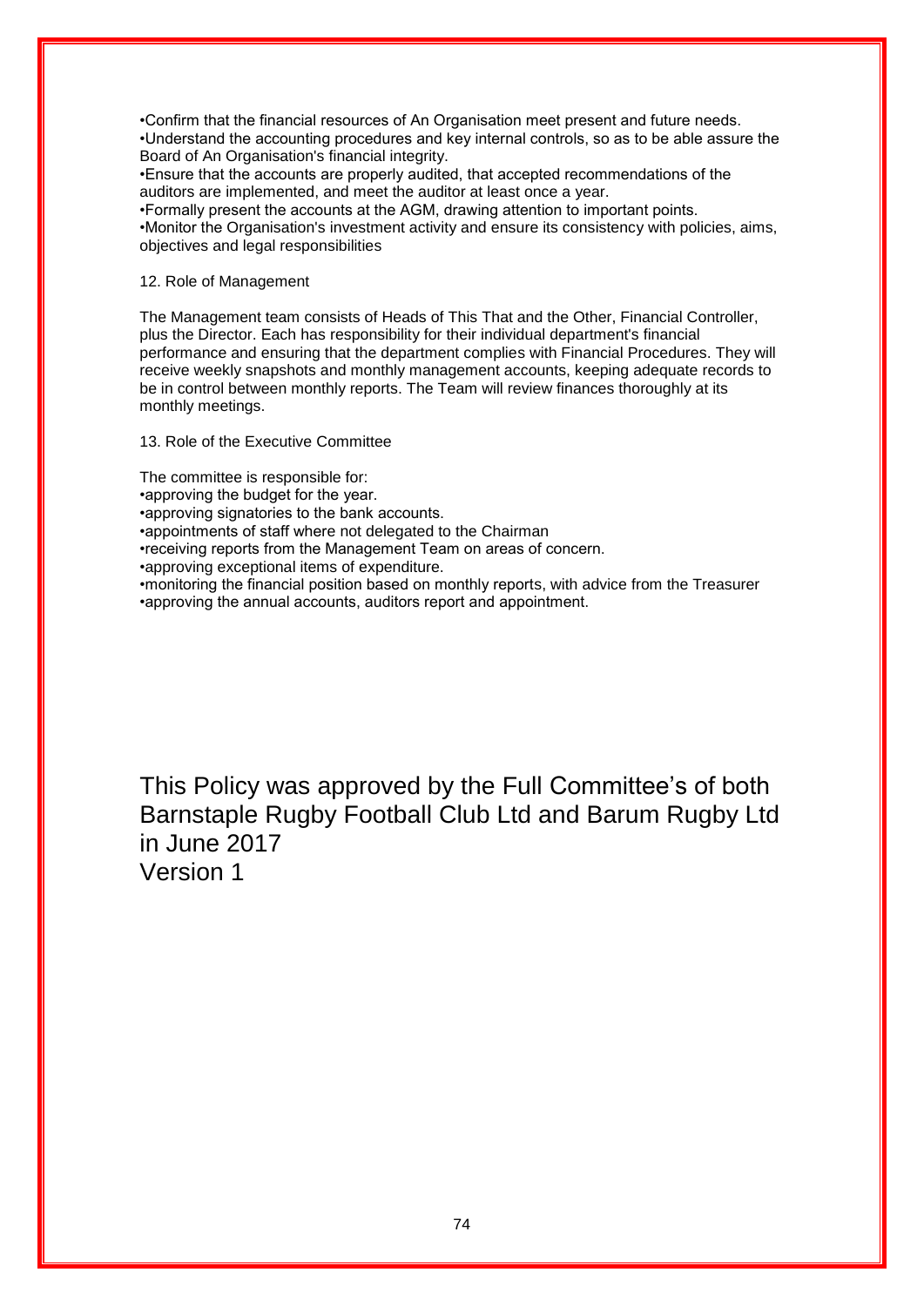•Confirm that the financial resources of An Organisation meet present and future needs.
•Understand the accounting procedures and key internal controls, so as to be able assure the Board of An Organisation's financial integrity.
•Ensure that the accounts are properly audited, that accepted recommendations of the auditors are implemented, and meet the auditor at least once a year.
•Formally present the accounts at the AGM, drawing attention to important points.
•Monitor the Organisation's investment activity and ensure its consistency with policies, aims, objectives and legal responsibilities

12. Role of Management

The Management team consists of Heads of This That and the Other, Financial Controller, plus the Director. Each has responsibility for their individual department's financial performance and ensuring that the department complies with Financial Procedures. They will receive weekly snapshots and monthly management accounts, keeping adequate records to be in control between monthly reports. The Team will review finances thoroughly at its monthly meetings.

13. Role of the Executive Committee

The committee is responsible for:
•approving the budget for the year.
•approving signatories to the bank accounts.
•appointments of staff where not delegated to the Chairman
•receiving reports from the Management Team on areas of concern.
•approving exceptional items of expenditure.
•monitoring the financial position based on monthly reports, with advice from the Treasurer
•approving the annual accounts, auditors report and appointment.

This Policy was approved by the Full Committee's of both Barnstaple Rugby Football Club Ltd and Barum Rugby Ltd in June 2017
Version 1